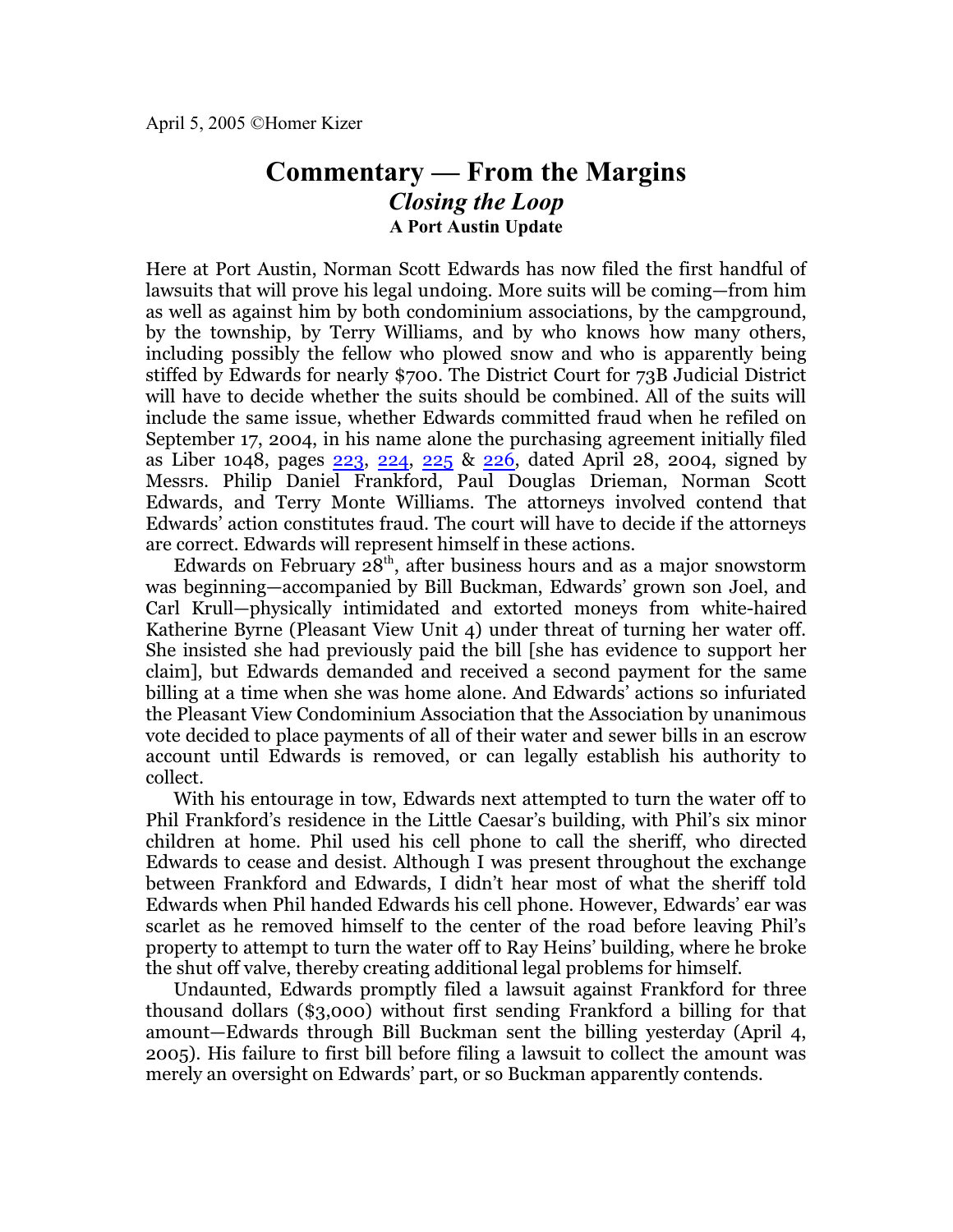April 5, 2005 ©Homer Kizer

# Commentary — From the Margins

## *Closing the Loop*

### A Port Austin Update

Here at Port Austin, Norman Scott Edwards has now filed the first handful of lawsuits that will prove his legal undoing. More suits will be coming—from him as well as against him by both condominium associations, by the campground, by the township, by Terry Williams, and by who knows how many others, including possibly the fellow who plowed snow and who is apparently being stiffed by Edwards for nearly $700. The District Court for 73B Judicial District will have to decide whether the suits should be combined. All of the suits will include the same issue, whether Edwards committed fraud when he refiled on September 17, 2004, in his name alone the purchasing agreement initially filed as Liber 1048, pages 223, 224, 225 & 226, dated April 28, 2004, signed by Messrs. Philip Daniel Frankford, Paul Douglas Drieman, Norman Scott Edwards, and Terry Monte Williams. The attorneys involved contend that Edwards' action constitutes fraud. The court will have to decide if the attorneys are correct. Edwards will represent himself in these actions.

Edwards on February 28th, after business hours and as a major snowstorm was beginning—accompanied by Bill Buckman, Edwards' grown son Joel, and Carl Krull—physically intimidated and extorted moneys from white-haired Katherine Byrne (Pleasant View Unit 4) under threat of turning her water off. She insisted she had previously paid the bill [she has evidence to support her claim], but Edwards demanded and received a second payment for the same billing at a time when she was home alone. And Edwards' actions so infuriated the Pleasant View Condominium Association that the Association by unanimous vote decided to place payments of all of their water and sewer bills in an escrow account until Edwards is removed, or can legally establish his authority to collect.

With his entourage in tow, Edwards next attempted to turn the water off to Phil Frankford's residence in the Little Caesar's building, with Phil's six minor children at home. Phil used his cell phone to call the sheriff, who directed Edwards to cease and desist. Although I was present throughout the exchange between Frankford and Edwards, I didn't hear most of what the sheriff told Edwards when Phil handed Edwards his cell phone. However, Edwards' ear was scarlet as he removed himself to the center of the road before leaving Phil's property to attempt to turn the water off to Ray Heins' building, where he broke the shut off valve, thereby creating additional legal problems for himself.

Undaunted, Edwards promptly filed a lawsuit against Frankford for three thousand dollars ($3,000) without first sending Frankford a billing for that amount—Edwards through Bill Buckman sent the billing yesterday (April 4, 2005). His failure to first bill before filing a lawsuit to collect the amount was merely an oversight on Edwards' part, or so Buckman apparently contends.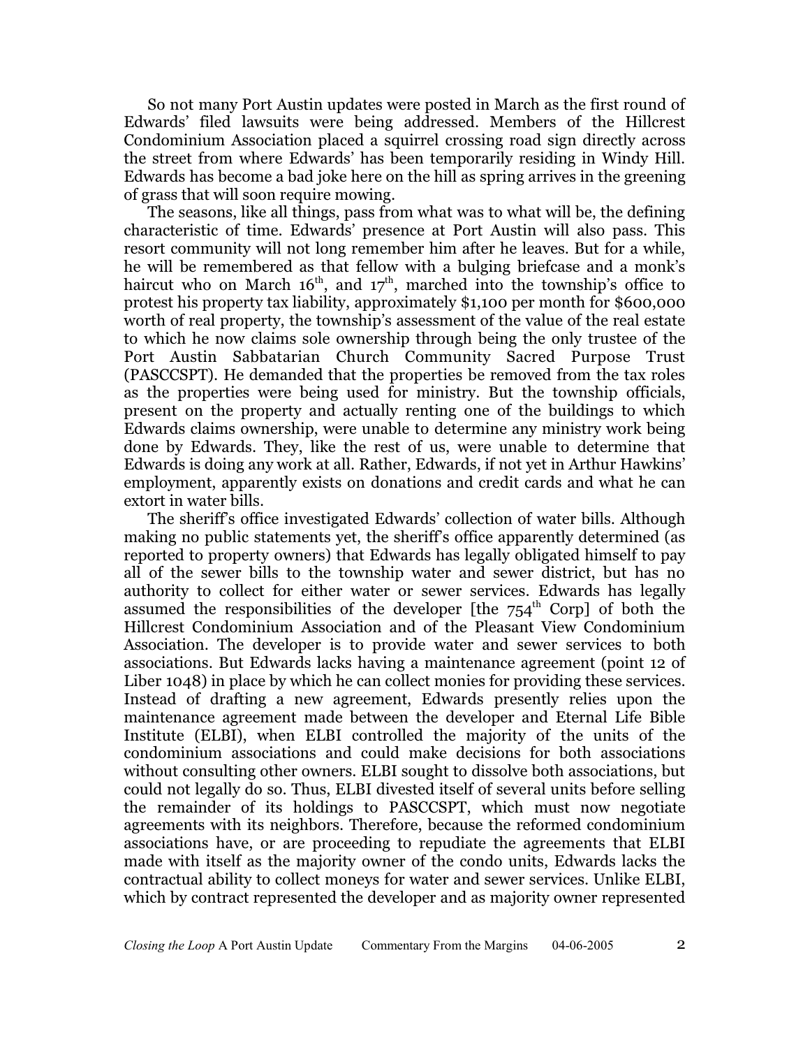So not many Port Austin updates were posted in March as the first round of Edwards' filed lawsuits were being addressed. Members of the Hillcrest Condominium Association placed a squirrel crossing road sign directly across the street from where Edwards' has been temporarily residing in Windy Hill. Edwards has become a bad joke here on the hill as spring arrives in the greening of grass that will soon require mowing.

The seasons, like all things, pass from what was to what will be, the defining characteristic of time. Edwards' presence at Port Austin will also pass. This resort community will not long remember him after he leaves. But for a while, he will be remembered as that fellow with a bulging briefcase and a monk's haircut who on March 16th, and 17th, marched into the township's office to protest his property tax liability, approximately $1,100 per month for $600,000 worth of real property, the township's assessment of the value of the real estate to which he now claims sole ownership through being the only trustee of the Port Austin Sabbatarian Church Community Sacred Purpose Trust (PASCCSPT). He demanded that the properties be removed from the tax roles as the properties were being used for ministry. But the township officials, present on the property and actually renting one of the buildings to which Edwards claims ownership, were unable to determine any ministry work being done by Edwards. They, like the rest of us, were unable to determine that Edwards is doing any work at all. Rather, Edwards, if not yet in Arthur Hawkins' employment, apparently exists on donations and credit cards and what he can extort in water bills.

The sheriff's office investigated Edwards' collection of water bills. Although making no public statements yet, the sheriff's office apparently determined (as reported to property owners) that Edwards has legally obligated himself to pay all of the sewer bills to the township water and sewer district, but has no authority to collect for either water or sewer services. Edwards has legally assumed the responsibilities of the developer [the 754th Corp] of both the Hillcrest Condominium Association and of the Pleasant View Condominium Association. The developer is to provide water and sewer services to both associations. But Edwards lacks having a maintenance agreement (point 12 of Liber 1048) in place by which he can collect monies for providing these services. Instead of drafting a new agreement, Edwards presently relies upon the maintenance agreement made between the developer and Eternal Life Bible Institute (ELBI), when ELBI controlled the majority of the units of the condominium associations and could make decisions for both associations without consulting other owners. ELBI sought to dissolve both associations, but could not legally do so. Thus, ELBI divested itself of several units before selling the remainder of its holdings to PASCCSPT, which must now negotiate agreements with its neighbors. Therefore, because the reformed condominium associations have, or are proceeding to repudiate the agreements that ELBI made with itself as the majority owner of the condo units, Edwards lacks the contractual ability to collect moneys for water and sewer services. Unlike ELBI, which by contract represented the developer and as majority owner represented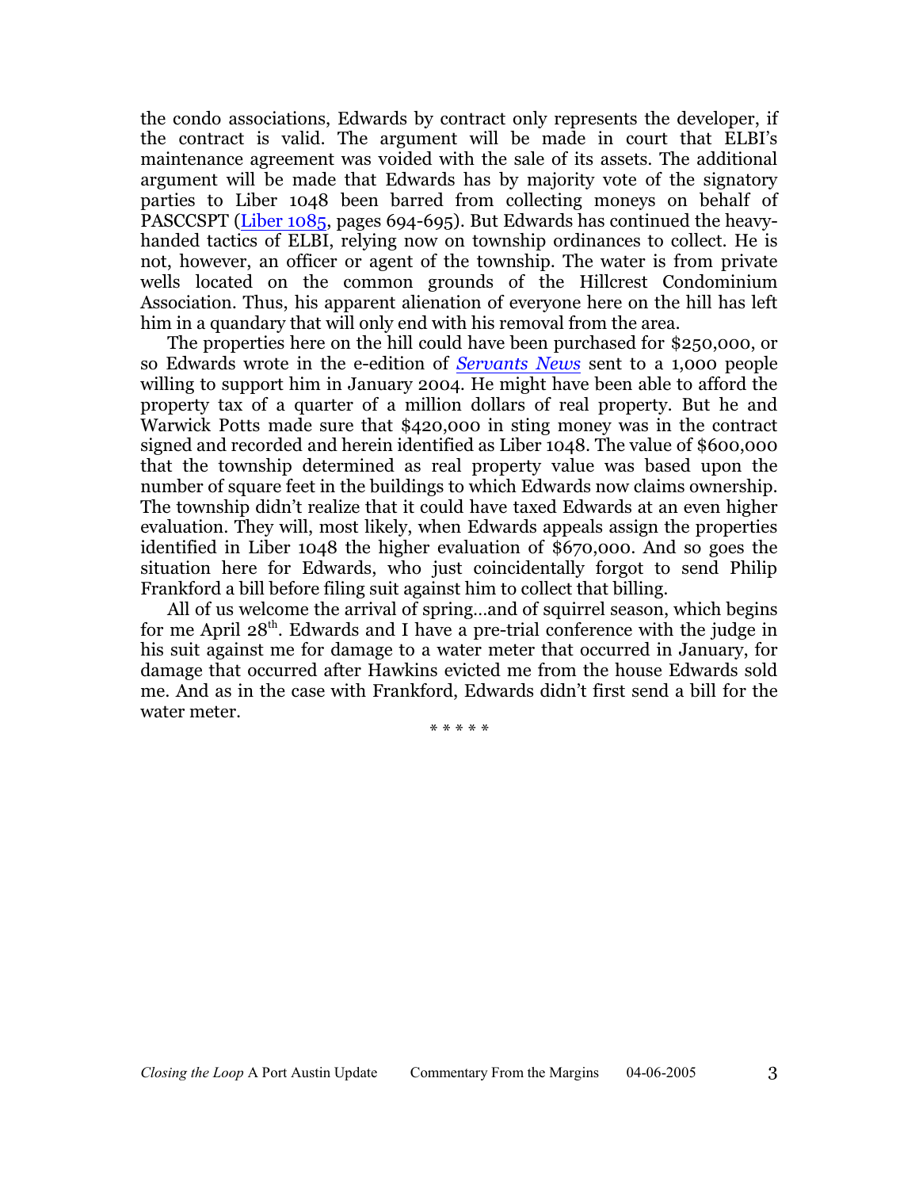the condo associations, Edwards by contract only represents the developer, if the contract is valid. The argument will be made in court that ELBI's maintenance agreement was voided with the sale of its assets. The additional argument will be made that Edwards has by majority vote of the signatory parties to Liber 1048 been barred from collecting moneys on behalf of PASCCSPT (Liber 1085, pages 694-695). But Edwards has continued the heavy-handed tactics of ELBI, relying now on township ordinances to collect. He is not, however, an officer or agent of the township. The water is from private wells located on the common grounds of the Hillcrest Condominium Association. Thus, his apparent alienation of everyone here on the hill has left him in a quandary that will only end with his removal from the area.

The properties here on the hill could have been purchased for $250,000, or so Edwards wrote in the e-edition of *Servants News* sent to a 1,000 people willing to support him in January 2004. He might have been able to afford the property tax of a quarter of a million dollars of real property. But he and Warwick Potts made sure that $420,000 in sting money was in the contract signed and recorded and herein identified as Liber 1048. The value of $600,000 that the township determined as real property value was based upon the number of square feet in the buildings to which Edwards now claims ownership. The township didn't realize that it could have taxed Edwards at an even higher evaluation. They will, most likely, when Edwards appeals assign the properties identified in Liber 1048 the higher evaluation of $670,000. And so goes the situation here for Edwards, who just coincidentally forgot to send Philip Frankford a bill before filing suit against him to collect that billing.

All of us welcome the arrival of spring…and of squirrel season, which begins for me April 28th. Edwards and I have a pre-trial conference with the judge in his suit against me for damage to a water meter that occurred in January, for damage that occurred after Hawkins evicted me from the house Edwards sold me. And as in the case with Frankford, Edwards didn't first send a bill for the water meter.

\* \* \* \* \*